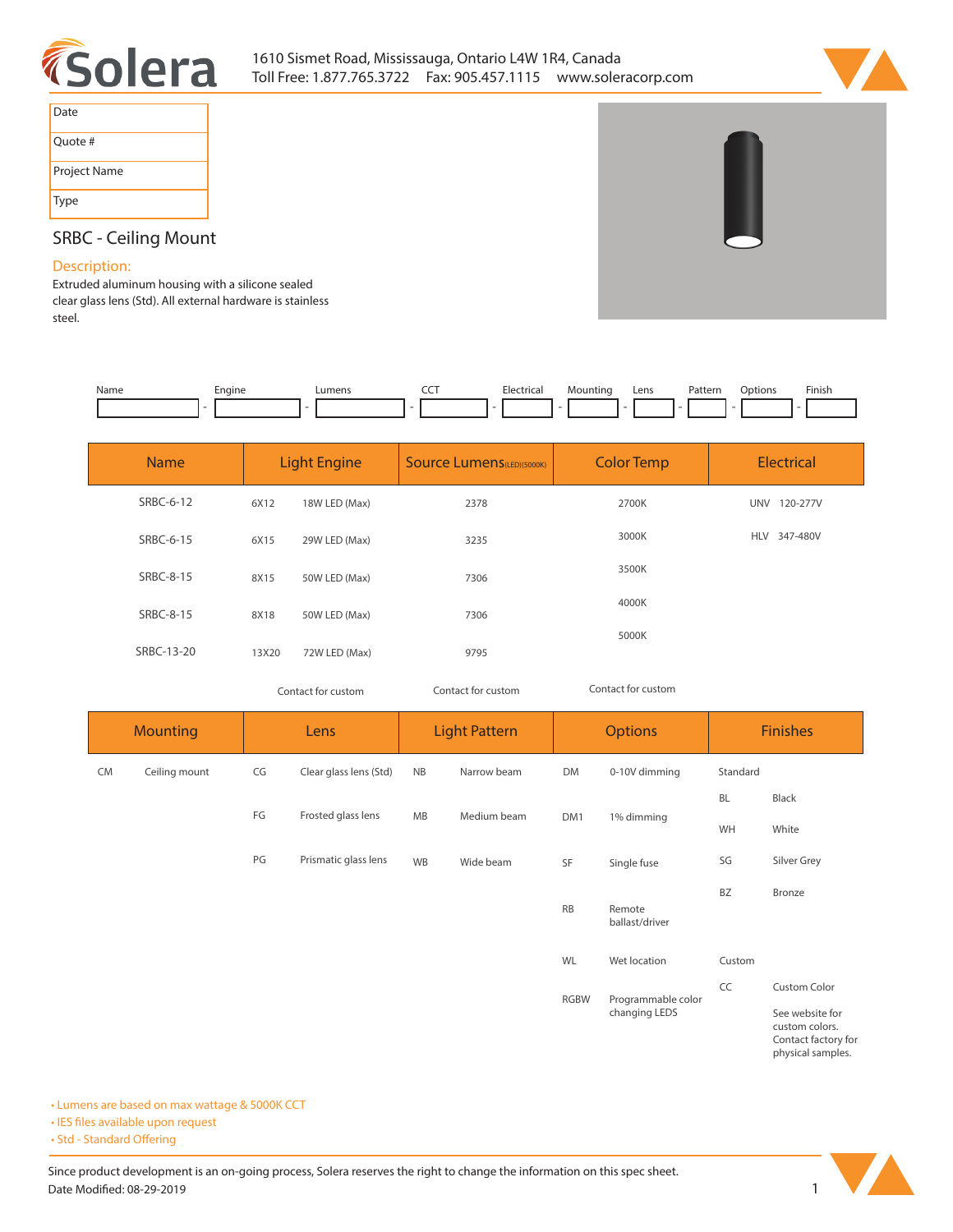Solera

1610 Sismet Road, Mississauga, Ontario L4W 1R4, Canada
Toll Free: 1.877.765.3722 Fax: 905.457.1115 www.soleracorp.com

| Date |
|---|
| Quote # |
| Project Name |
| Type |

## SRBC - Ceiling Mount

### Description:

Extruded aluminum housing with a silicone sealed clear glass lens (Std). All external hardware is stainless steel.

| Name | Engine | Lumens | CCT | Electrical | Mounting | Lens | Pattern | Options | Finish |
|---|---|---|---|---|---|---|---|---|---|
| | | | | | | | | | |

| Name | Light Engine | | Source Lumens (LED)(5000K) | Color Temp | Electrical | |
|---|---|---|---|---|---|---|
| SRBC-6-12 | 6X12 | 18W LED (Max) | 2378 | 2700K | UNV | 120-277V |
| SRBC-6-15 | 6X15 | 29W LED (Max) | 3235 | 3000K | HLV | 347-480V |
| SRBC-8-15 | 8X15 | 50W LED (Max) | 7306 | 3500K | | |
| SRBC-8-15 | 8X18 | 50W LED (Max) | 7306 | 4000K | | |
| SRBC-13-20 | 13X20 | 72W LED (Max) | 9795 | 5000K | | |
| | Contact for custom | | Contact for custom | Contact for custom | | |

| Mounting | | Lens | | Light Pattern | | Options | | Finishes | |
|---|---|---|---|---|---|---|---|---|---|
| CM | Ceiling mount | CG | Clear glass lens (Std) | NB | Narrow beam | DM | 0-10V dimming | Standard | |
| | | | | | | | | BL | Black |
| | | FG | Frosted glass lens | MB | Medium beam | DM1 | 1% dimming | WH | White |
| | | PG | Prismatic glass lens | WB | Wide beam | SF | Single fuse | SG | Silver Grey |
| | | | | | | | | BZ | Bronze |
| | | | | | | RB | Remote ballast/driver | | |
| | | | | | | WL | Wet location | Custom | |
| | | | | | | | | CC | Custom Color |
| | | | | | | RGBW | Programmable color changing LEDS | | See website for custom colors. Contact factory for physical samples. |

- Lumens are based on max wattage & 5000K CCT
- IES files available upon request
- Std - Standard Offering

Since product development is an on-going process, Solera reserves the right to change the information on this spec sheet.
Date Modified: 08-29-2019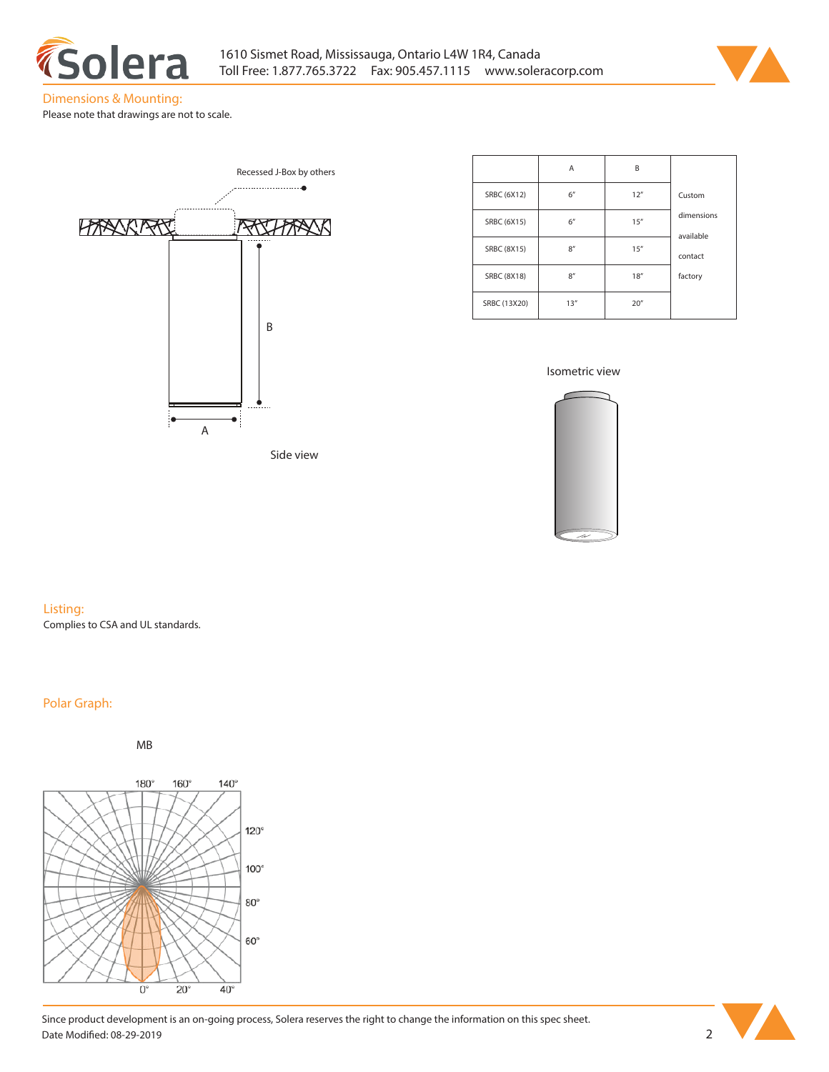## Dimensions & Mounting:

Please note that drawings are not to scale.

Recessed J-Box by others

B

A

Side view

| | A | B | |
|---|---|---|---|
| SRBC (6X12) | 6" | 12" | Custom dimensions available contact factory |
| SRBC (6X15) | 6" | 15" | |
| SRBC (8X15) | 8" | 15" | |
| SRBC (8X18) | 8" | 18" | |
| SRBC (13X20) | 13" | 20" | |

Isometric view

## Listing:

Complies to CSA and UL standards.

## Polar Graph:

MB

180° 160° 140°

120°

100°

80°

60°

0° 20° 40°

Since product development is an on-going process, Solera reserves the right to change the information on this spec sheet.
Date Modified: 08-29-2019